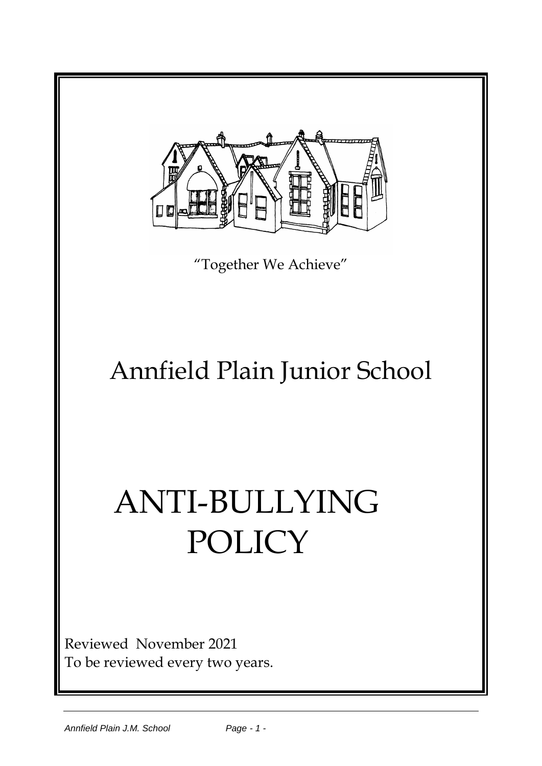"Together We Achieve"

# Annfield Plain Junior School

# ANTI-BULLYING POLICY

Reviewed November 2021

To be reviewed every two years.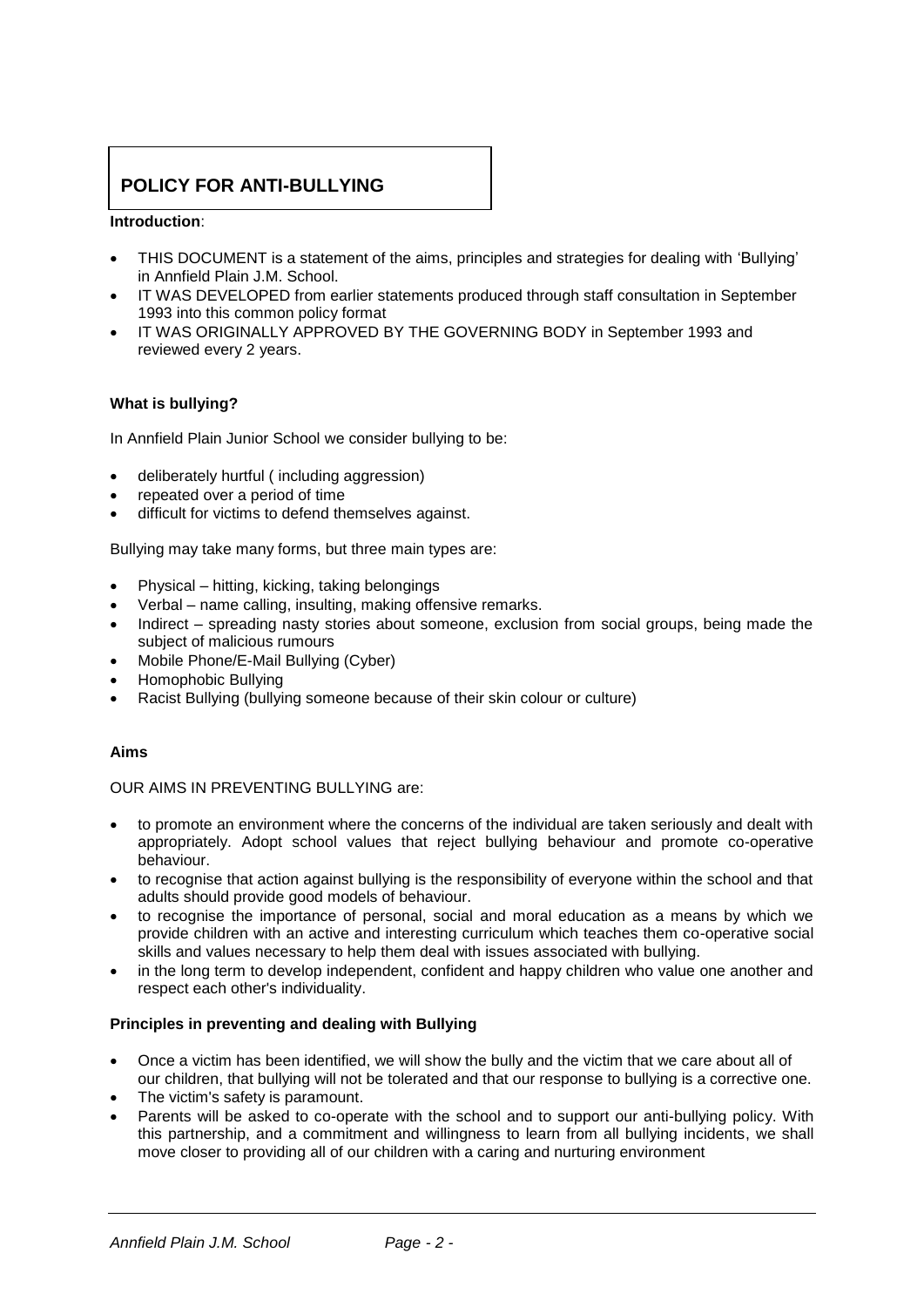# POLICY FOR ANTI-BULLYING

**Introduction**:

- THIS DOCUMENT is a statement of the aims, principles and strategies for dealing with 'Bullying' in Annfield Plain J.M. School.
- IT WAS DEVELOPED from earlier statements produced through staff consultation in September 1993 into this common policy format
- IT WAS ORIGINALLY APPROVED BY THE GOVERNING BODY in September 1993 and reviewed every 2 years.

**What is bullying?**

In Annfield Plain Junior School we consider bullying to be:

- deliberately hurtful ( including aggression)
- repeated over a period of time
- difficult for victims to defend themselves against.

Bullying may take many forms, but three main types are:

- Physical – hitting, kicking, taking belongings
- Verbal – name calling, insulting, making offensive remarks.
- Indirect – spreading nasty stories about someone, exclusion from social groups, being made the subject of malicious rumours
- Mobile Phone/E-Mail Bullying (Cyber)
- Homophobic Bullying
- Racist Bullying (bullying someone because of their skin colour or culture)

**Aims**

OUR AIMS IN PREVENTING BULLYING are:

- to promote an environment where the concerns of the individual are taken seriously and dealt with appropriately. Adopt school values that reject bullying behaviour and promote co-operative behaviour.
- to recognise that action against bullying is the responsibility of everyone within the school and that adults should provide good models of behaviour.
- to recognise the importance of personal, social and moral education as a means by which we provide children with an active and interesting curriculum which teaches them co-operative social skills and values necessary to help them deal with issues associated with bullying.
- in the long term to develop independent, confident and happy children who value one another and respect each other's individuality.

**Principles in preventing and dealing with Bullying**

- Once a victim has been identified, we will show the bully and the victim that we care about all of our children, that bullying will not be tolerated and that our response to bullying is a corrective one.
- The victim's safety is paramount.
- Parents will be asked to co-operate with the school and to support our anti-bullying policy. With this partnership, and a commitment and willingness to learn from all bullying incidents, we shall move closer to providing all of our children with a caring and nurturing environment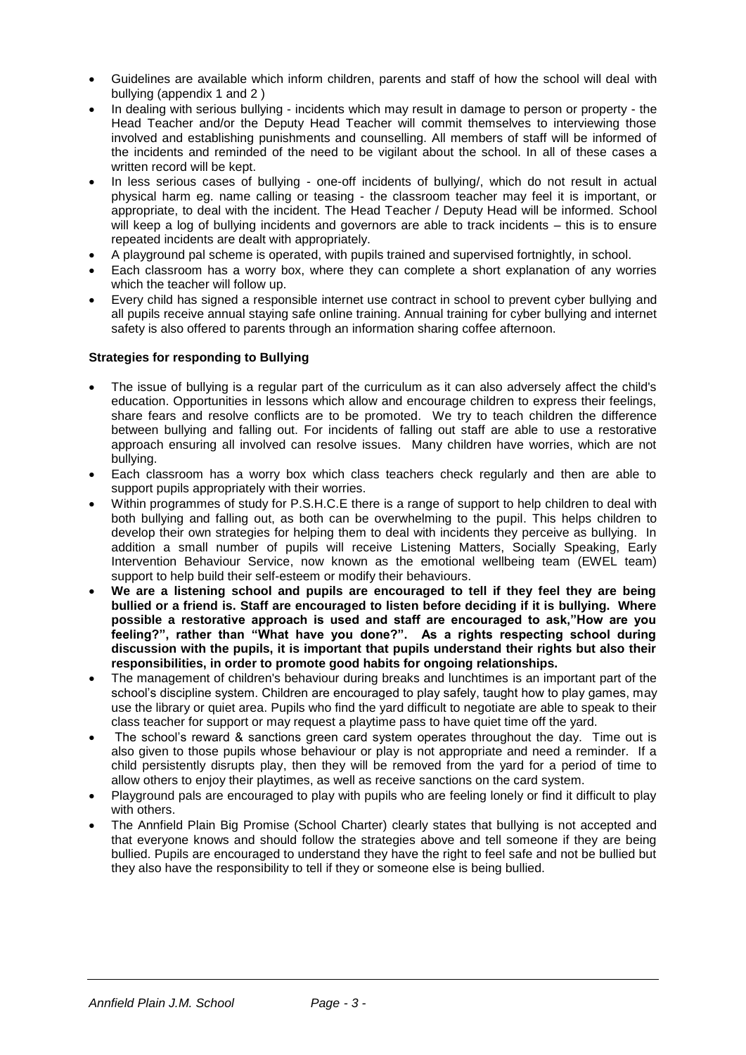- Guidelines are available which inform children, parents and staff of how the school will deal with bullying (appendix 1 and 2 )
- In dealing with serious bullying - incidents which may result in damage to person or property - the Head Teacher and/or the Deputy Head Teacher will commit themselves to interviewing those involved and establishing punishments and counselling. All members of staff will be informed of the incidents and reminded of the need to be vigilant about the school. In all of these cases a written record will be kept.
- In less serious cases of bullying - one-off incidents of bullying/, which do not result in actual physical harm eg. name calling or teasing - the classroom teacher may feel it is important, or appropriate, to deal with the incident. The Head Teacher / Deputy Head will be informed. School will keep a log of bullying incidents and governors are able to track incidents – this is to ensure repeated incidents are dealt with appropriately.
- A playground pal scheme is operated, with pupils trained and supervised fortnightly, in school.
- Each classroom has a worry box, where they can complete a short explanation of any worries which the teacher will follow up.
- Every child has signed a responsible internet use contract in school to prevent cyber bullying and all pupils receive annual staying safe online training. Annual training for cyber bullying and internet safety is also offered to parents through an information sharing coffee afternoon.

**Strategies for responding to Bullying**

- The issue of bullying is a regular part of the curriculum as it can also adversely affect the child's education. Opportunities in lessons which allow and encourage children to express their feelings, share fears and resolve conflicts are to be promoted. We try to teach children the difference between bullying and falling out. For incidents of falling out staff are able to use a restorative approach ensuring all involved can resolve issues. Many children have worries, which are not bullying.
- Each classroom has a worry box which class teachers check regularly and then are able to support pupils appropriately with their worries.
- Within programmes of study for P.S.H.C.E there is a range of support to help children to deal with both bullying and falling out, as both can be overwhelming to the pupil. This helps children to develop their own strategies for helping them to deal with incidents they perceive as bullying. In addition a small number of pupils will receive Listening Matters, Socially Speaking, Early Intervention Behaviour Service, now known as the emotional wellbeing team (EWEL team) support to help build their self-esteem or modify their behaviours.
- **We are a listening school and pupils are encouraged to tell if they feel they are being bullied or a friend is. Staff are encouraged to listen before deciding if it is bullying. Where possible a restorative approach is used and staff are encouraged to ask,"How are you feeling?", rather than "What have you done?". As a rights respecting school during discussion with the pupils, it is important that pupils understand their rights but also their responsibilities, in order to promote good habits for ongoing relationships.**
- The management of children's behaviour during breaks and lunchtimes is an important part of the school's discipline system. Children are encouraged to play safely, taught how to play games, may use the library or quiet area. Pupils who find the yard difficult to negotiate are able to speak to their class teacher for support or may request a playtime pass to have quiet time off the yard.
- The school's reward & sanctions green card system operates throughout the day. Time out is also given to those pupils whose behaviour or play is not appropriate and need a reminder. If a child persistently disrupts play, then they will be removed from the yard for a period of time to allow others to enjoy their playtimes, as well as receive sanctions on the card system.
- Playground pals are encouraged to play with pupils who are feeling lonely or find it difficult to play with others.
- The Annfield Plain Big Promise (School Charter) clearly states that bullying is not accepted and that everyone knows and should follow the strategies above and tell someone if they are being bullied. Pupils are encouraged to understand they have the right to feel safe and not be bullied but they also have the responsibility to tell if they or someone else is being bullied.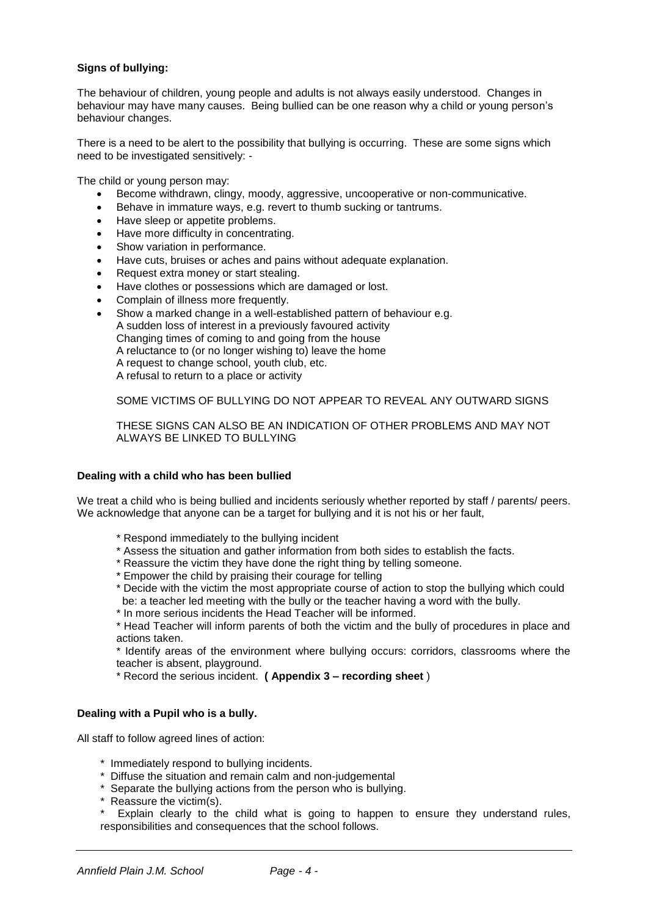**Signs of bullying:**

The behaviour of children, young people and adults is not always easily understood. Changes in behaviour may have many causes. Being bullied can be one reason why a child or young person's behaviour changes.

There is a need to be alert to the possibility that bullying is occurring. These are some signs which need to be investigated sensitively: -

The child or young person may:

- Become withdrawn, clingy, moody, aggressive, uncooperative or non-communicative.
- Behave in immature ways, e.g. revert to thumb sucking or tantrums.
- Have sleep or appetite problems.
- Have more difficulty in concentrating.
- Show variation in performance.
- Have cuts, bruises or aches and pains without adequate explanation.
- Request extra money or start stealing.
- Have clothes or possessions which are damaged or lost.
- Complain of illness more frequently.
- Show a marked change in a well-established pattern of behaviour e.g.
  A sudden loss of interest in a previously favoured activity
  Changing times of coming to and going from the house
  A reluctance to (or no longer wishing to) leave the home
  A request to change school, youth club, etc.
  A refusal to return to a place or activity

  SOME VICTIMS OF BULLYING DO NOT APPEAR TO REVEAL ANY OUTWARD SIGNS

  THESE SIGNS CAN ALSO BE AN INDICATION OF OTHER PROBLEMS AND MAY NOT ALWAYS BE LINKED TO BULLYING

**Dealing with a child who has been bullied**

We treat a child who is being bullied and incidents seriously whether reported by staff / parents/ peers. We acknowledge that anyone can be a target for bullying and it is not his or her fault,

* Respond immediately to the bullying incident
* Assess the situation and gather information from both sides to establish the facts.
* Reassure the victim they have done the right thing by telling someone.
* Empower the child by praising their courage for telling
* Decide with the victim the most appropriate course of action to stop the bullying which could be: a teacher led meeting with the bully or the teacher having a word with the bully.
* In more serious incidents the Head Teacher will be informed.
* Head Teacher will inform parents of both the victim and the bully of procedures in place and actions taken.
* Identify areas of the environment where bullying occurs: corridors, classrooms where the teacher is absent, playground.
* Record the serious incident. **( Appendix 3 – recording sheet** )

**Dealing with a Pupil who is a bully.**

All staff to follow agreed lines of action:

* Immediately respond to bullying incidents.
* Diffuse the situation and remain calm and non-judgemental
* Separate the bullying actions from the person who is bullying.
* Reassure the victim(s).
* Explain clearly to the child what is going to happen to ensure they understand rules, responsibilities and consequences that the school follows.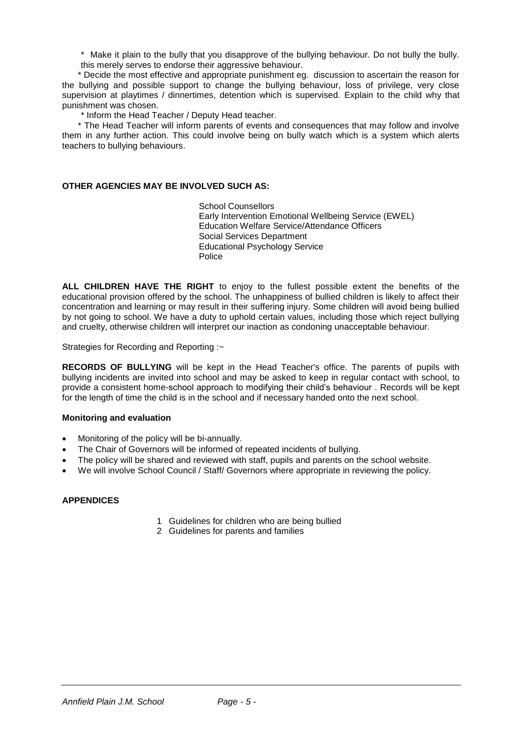\* Make it plain to the bully that you disapprove of the bullying behaviour. Do not bully the bully. this merely serves to endorse their aggressive behaviour.

\* Decide the most effective and appropriate punishment eg. discussion to ascertain the reason for the bullying and possible support to change the bullying behaviour, loss of privilege, very close supervision at playtimes / dinnertimes, detention which is supervised. Explain to the child why that punishment was chosen.

\* Inform the Head Teacher / Deputy Head teacher.

\* The Head Teacher will inform parents of events and consequences that may follow and involve them in any further action. This could involve being on bully watch which is a system which alerts teachers to bullying behaviours.

**OTHER AGENCIES MAY BE INVOLVED SUCH AS:**

School Counsellors
Early Intervention Emotional Wellbeing Service (EWEL)
Education Welfare Service/Attendance Officers
Social Services Department
Educational Psychology Service
Police

**ALL CHILDREN HAVE THE RIGHT** to enjoy to the fullest possible extent the benefits of the educational provision offered by the school. The unhappiness of bullied children is likely to affect their concentration and learning or may result in their suffering injury. Some children will avoid being bullied by not going to school. We have a duty to uphold certain values, including those which reject bullying and cruelty, otherwise children will interpret our inaction as condoning unacceptable behaviour.

Strategies for Recording and Reporting :~

**RECORDS OF BULLYING** will be kept in the Head Teacher's office. The parents of pupils with bullying incidents are invited into school and may be asked to keep in regular contact with school, to provide a consistent home-school approach to modifying their child's behaviour . Records will be kept for the length of time the child is in the school and if necessary handed onto the next school.

**Monitoring and evaluation**

- Monitoring of the policy will be bi-annually.
- The Chair of Governors will be informed of repeated incidents of bullying.
- The policy will be shared and reviewed with staff, pupils and parents on the school website.
- We will involve School Council / Staff/ Governors where appropriate in reviewing the policy.

**APPENDICES**

1. Guidelines for children who are being bullied
2. Guidelines for parents and families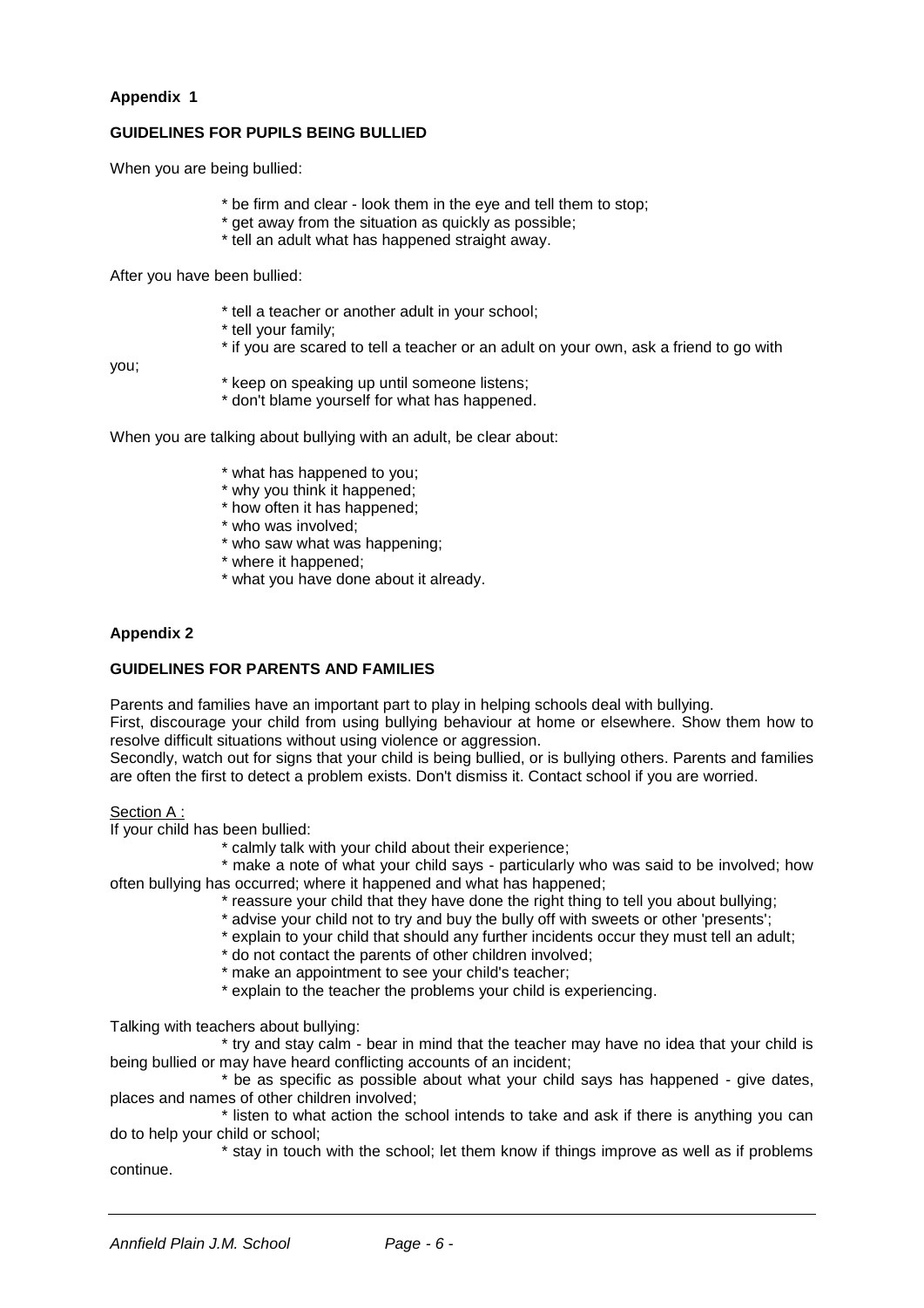**Appendix 1**

**GUIDELINES FOR PUPILS BEING BULLIED**

When you are being bullied:

* be firm and clear - look them in the eye and tell them to stop;
* get away from the situation as quickly as possible;
* tell an adult what has happened straight away.

After you have been bullied:

* tell a teacher or another adult in your school;
* tell your family;
* if you are scared to tell a teacher or an adult on your own, ask a friend to go with you;
* keep on speaking up until someone listens;
* don't blame yourself for what has happened.

When you are talking about bullying with an adult, be clear about:

* what has happened to you;
* why you think it happened;
* how often it has happened;
* who was involved;
* who saw what was happening;
* where it happened;
* what you have done about it already.

**Appendix 2**

**GUIDELINES FOR PARENTS AND FAMILIES**

Parents and families have an important part to play in helping schools deal with bullying.
First, discourage your child from using bullying behaviour at home or elsewhere. Show them how to resolve difficult situations without using violence or aggression.
Secondly, watch out for signs that your child is being bullied, or is bullying others. Parents and families are often the first to detect a problem exists. Don't dismiss it. Contact school if you are worried.

Section A :
If your child has been bullied:

* calmly talk with your child about their experience;
* make a note of what your child says - particularly who was said to be involved; how often bullying has occurred; where it happened and what has happened;
* reassure your child that they have done the right thing to tell you about bullying;
* advise your child not to try and buy the bully off with sweets or other 'presents';
* explain to your child that should any further incidents occur they must tell an adult;
* do not contact the parents of other children involved;
* make an appointment to see your child's teacher;
* explain to the teacher the problems your child is experiencing.

Talking with teachers about bullying:

* try and stay calm - bear in mind that the teacher may have no idea that your child is being bullied or may have heard conflicting accounts of an incident;
* be as specific as possible about what your child says has happened - give dates, places and names of other children involved;
* listen to what action the school intends to take and ask if there is anything you can do to help your child or school;
* stay in touch with the school; let them know if things improve as well as if problems continue.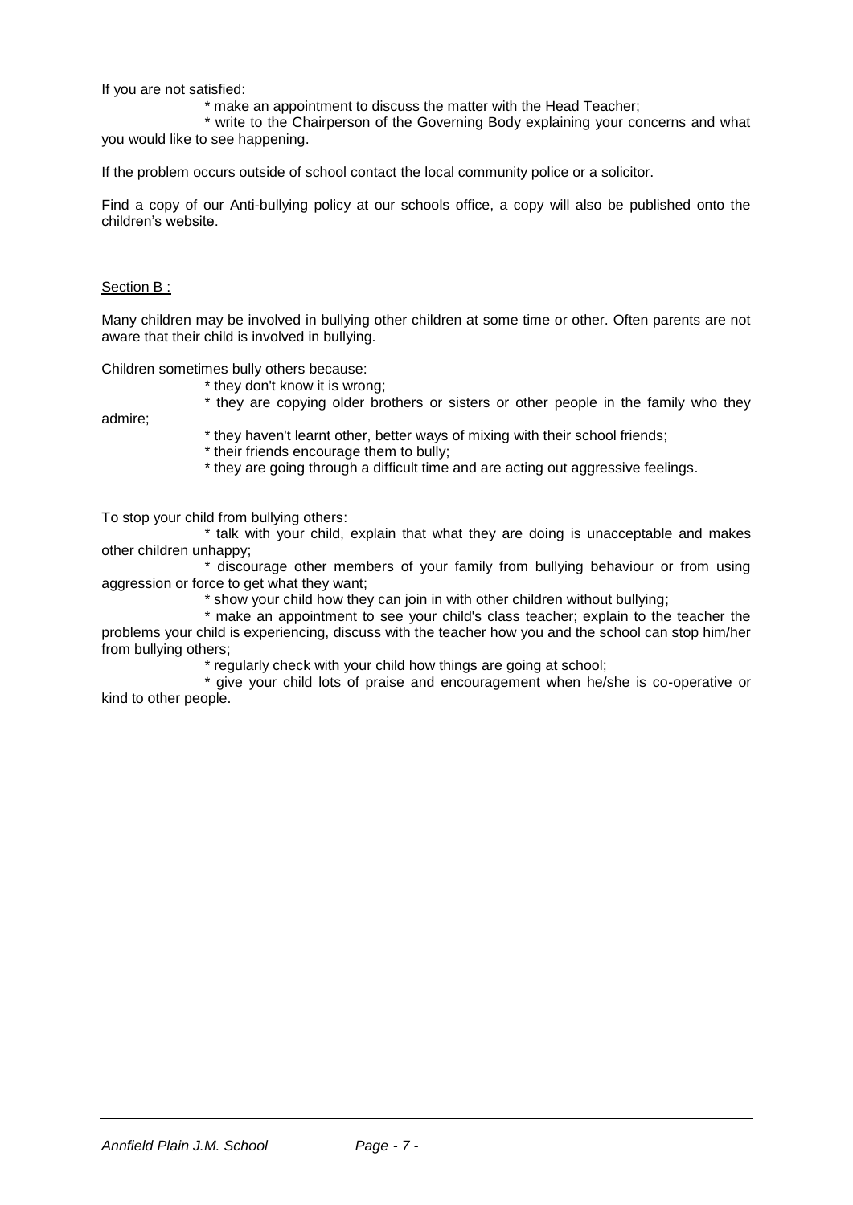If you are not satisfied:

* make an appointment to discuss the matter with the Head Teacher;
* write to the Chairperson of the Governing Body explaining your concerns and what you would like to see happening.

If the problem occurs outside of school contact the local community police or a solicitor.

Find a copy of our Anti-bullying policy at our schools office, a copy will also be published onto the children's website.

Section B :

Many children may be involved in bullying other children at some time or other. Often parents are not aware that their child is involved in bullying.

Children sometimes bully others because:

* they don't know it is wrong;
* they are copying older brothers or sisters or other people in the family who they admire;
* they haven't learnt other, better ways of mixing with their school friends;
* their friends encourage them to bully;
* they are going through a difficult time and are acting out aggressive feelings.

To stop your child from bullying others:

* talk with your child, explain that what they are doing is unacceptable and makes other children unhappy;
* discourage other members of your family from bullying behaviour or from using aggression or force to get what they want;
* show your child how they can join in with other children without bullying;
* make an appointment to see your child's class teacher; explain to the teacher the problems your child is experiencing, discuss with the teacher how you and the school can stop him/her from bullying others;
* regularly check with your child how things are going at school;
* give your child lots of praise and encouragement when he/she is co-operative or kind to other people.